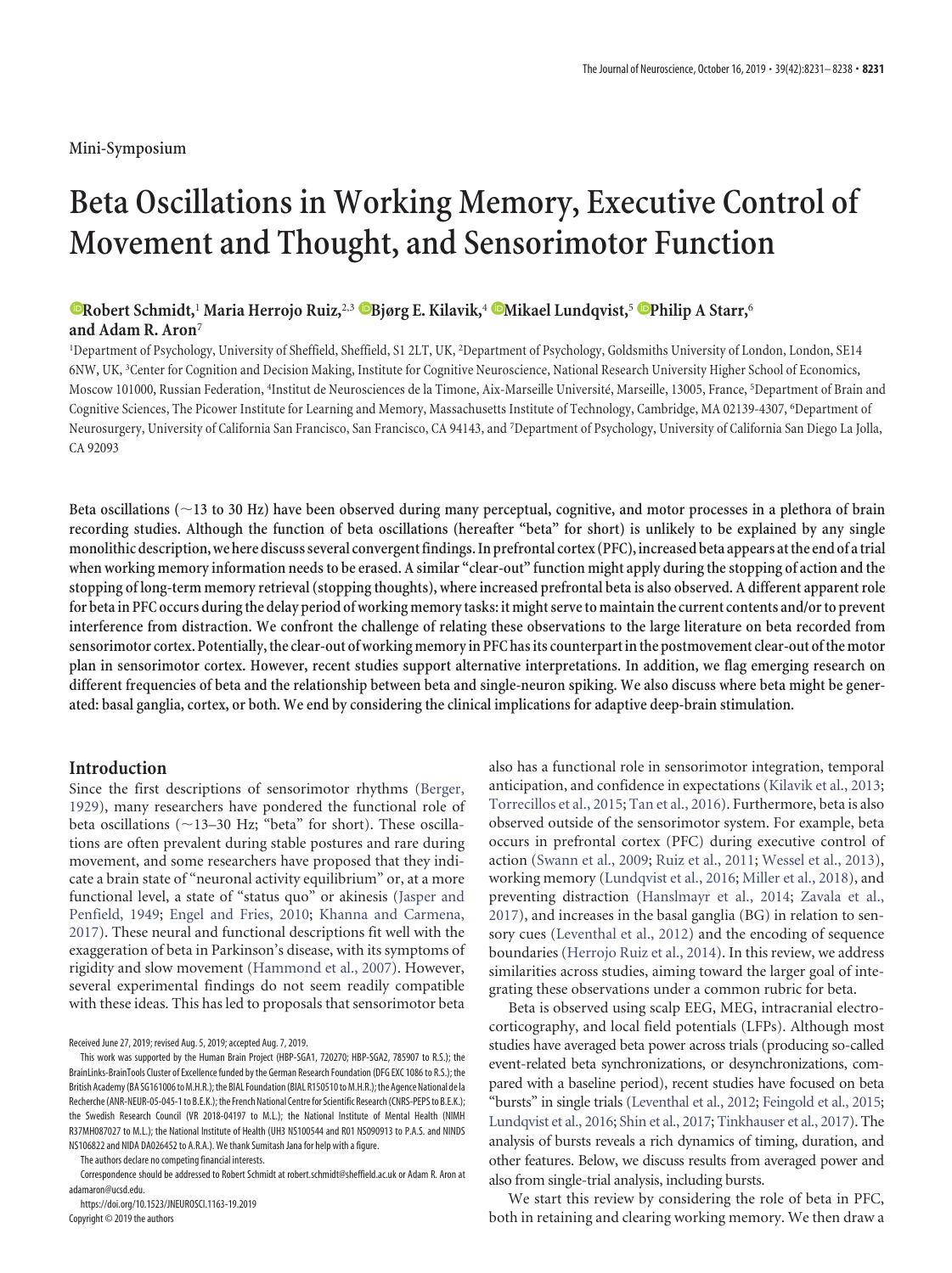Mini-Symposium

# Beta Oscillations in Working Memory, Executive Control of Movement and Thought, and Sensorimotor Function

**Robert Schmidt,[1] Maria Herrojo Ruiz,[2,3] Bjørg E. Kilavik,[4] Mikael Lundqvist,[5] Philip A Starr,[6] and Adam R. Aron[7]**

[1]Department of Psychology, University of Sheffield, Sheffield, S1 2LT, UK, [2]Department of Psychology, Goldsmiths University of London, London, SE14 6NW, UK, [3]Center for Cognition and Decision Making, Institute for Cognitive Neuroscience, National Research University Higher School of Economics, Moscow 101000, Russian Federation, [4]Institut de Neurosciences de la Timone, Aix-Marseille Université, Marseille, 13005, France, [5]Department of Brain and Cognitive Sciences, The Picower Institute for Learning and Memory, Massachusetts Institute of Technology, Cambridge, MA 02139-4307, [6]Department of Neurosurgery, University of California San Francisco, San Francisco, CA 94143, and [7]Department of Psychology, University of California San Diego La Jolla, CA 92093

**Beta oscillations (~13 to 30 Hz) have been observed during many perceptual, cognitive, and motor processes in a plethora of brain recording studies. Although the function of beta oscillations (hereafter "beta" for short) is unlikely to be explained by any single monolithic description, we here discuss several convergent findings. In prefrontal cortex (PFC), increased beta appears at the end of a trial when working memory information needs to be erased. A similar "clear-out" function might apply during the stopping of action and the stopping of long-term memory retrieval (stopping thoughts), where increased prefrontal beta is also observed. A different apparent role for beta in PFC occurs during the delay period of working memory tasks: it might serve to maintain the current contents and/or to prevent interference from distraction. We confront the challenge of relating these observations to the large literature on beta recorded from sensorimotor cortex. Potentially, the clear-out of working memory in PFC has its counterpart in the postmovement clear-out of the motor plan in sensorimotor cortex. However, recent studies support alternative interpretations. In addition, we flag emerging research on different frequencies of beta and the relationship between beta and single-neuron spiking. We also discuss where beta might be generated: basal ganglia, cortex, or both. We end by considering the clinical implications for adaptive deep-brain stimulation.**

## Introduction

Since the first descriptions of sensorimotor rhythms (Berger, 1929), many researchers have pondered the functional role of beta oscillations (~13–30 Hz; "beta" for short). These oscillations are often prevalent during stable postures and rare during movement, and some researchers have proposed that they indicate a brain state of "neuronal activity equilibrium" or, at a more functional level, a state of "status quo" or akinesia (Jasper and Penfield, 1949; Engel and Fries, 2010; Khanna and Carmena, 2017). These neural and functional descriptions fit well with the exaggeration of beta in Parkinson's disease, with its symptoms of rigidity and slow movement (Hammond et al., 2007). However, several experimental findings do not seem readily compatible with these ideas. This has led to proposals that sensorimotor beta also has a functional role in sensorimotor integration, temporal anticipation, and confidence in expectations (Kilavik et al., 2013; Torrecillos et al., 2015; Tan et al., 2016). Furthermore, beta is also observed outside of the sensorimotor system. For example, beta occurs in prefrontal cortex (PFC) during executive control of action (Swann et al., 2009; Ruiz et al., 2011; Wessel et al., 2013), working memory (Lundqvist et al., 2016; Miller et al., 2018), and preventing distraction (Hanslmayr et al., 2014; Zavala et al., 2017), and increases in the basal ganglia (BG) in relation to sensory cues (Leventhal et al., 2012) and the encoding of sequence boundaries (Herrojo Ruiz et al., 2014). In this review, we address similarities across studies, aiming toward the larger goal of integrating these observations under a common rubric for beta.

Beta is observed using scalp EEG, MEG, intracranial electrocorticography, and local field potentials (LFPs). Although most studies have averaged beta power across trials (producing so-called event-related beta synchronizations, or desynchronizations, compared with a baseline period), recent studies have focused on beta "bursts" in single trials (Leventhal et al., 2012; Feingold et al., 2015; Lundqvist et al., 2016; Shin et al., 2017; Tinkhauser et al., 2017). The analysis of bursts reveals a rich dynamics of timing, duration, and other features. Below, we discuss results from averaged power and also from single-trial analysis, including bursts.

We start this review by considering the role of beta in PFC, both in retaining and clearing working memory. We then draw a

Received June 27, 2019; revised Aug. 5, 2019; accepted Aug. 7, 2019.

This work was supported by the Human Brain Project (HBP-SGA1, 720270; HBP-SGA2, 785907 to R.S.); the BrainLinks-BrainTools Cluster of Excellence funded by the German Research Foundation (DFG EXC 1086 to R.S.); the British Academy (BA SG161006 to M.H.R.); the BIAL Foundation (BIAL R150510 to M.H.R.); the Agence National de la Recherche (ANR-NEUR-05-045-1 to B.E.K.); the French National Centre for Scientific Research (CNRS-PEPS to B.E.K.); the Swedish Research Council (VR 2018-04197 to M.L.); the National Institute of Mental Health (NIMH R37MH087027 to M.L.); the National Institute of Health (UH3 NS100544 and R01 NS090913 to P.A.S. and NINDS NS106822 and NIDA DA026452 to A.R.A.). We thank Sumitash Jana for help with a figure.

The authors declare no competing financial interests.

Correspondence should be addressed to Robert Schmidt at robert.schmidt@sheffield.ac.uk or Adam R. Aron at adamaron@ucsd.edu.

https://doi.org/10.1523/JNEUROSCI.1163-19.2019

Copyright © 2019 the authors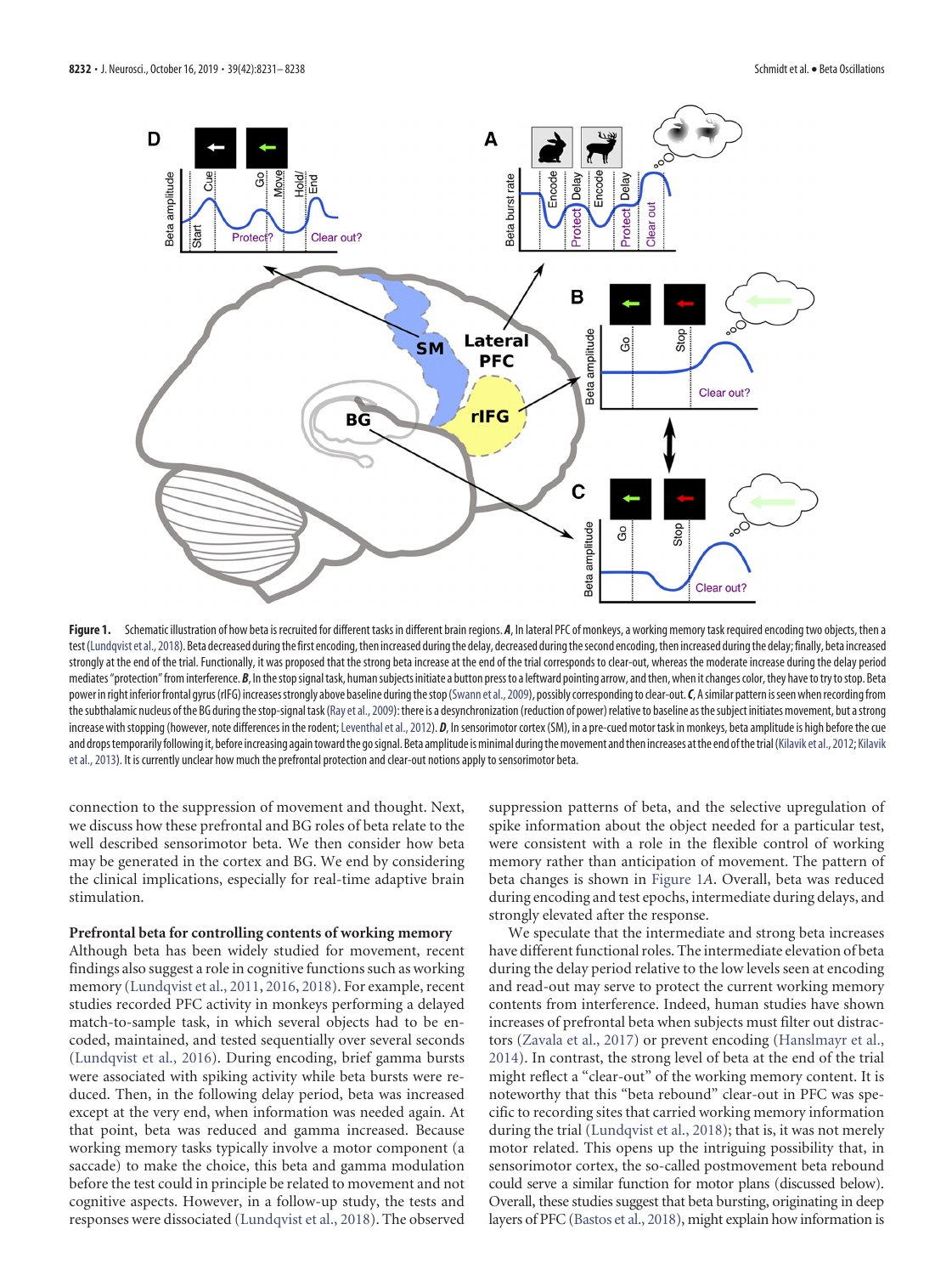**Figure 1.** Schematic illustration of how beta is recruited for different tasks in different brain regions. ***A***, In lateral PFC of monkeys, a working memory task required encoding two objects, then a test (Lundqvist et al., 2018). Beta decreased during the first encoding, then increased during the delay, decreased during the second encoding, then increased during the delay; finally, beta increased strongly at the end of the trial. Functionally, it was proposed that the strong beta increase at the end of the trial corresponds to clear-out, whereas the moderate increase during the delay period mediates "protection" from interference. ***B***, In the stop signal task, human subjects initiate a button press to a leftward pointing arrow, and then, when it changes color, they have to try to stop. Beta power in right inferior frontal gyrus (rIFG) increases strongly above baseline during the stop (Swann et al., 2009), possibly corresponding to clear-out. ***C***, A similar pattern is seen when recording from the subthalamic nucleus of the BG during the stop-signal task (Ray et al., 2009): there is a desynchronization (reduction of power) relative to baseline as the subject initiates movement, but a strong increase with stopping (however, note differences in the rodent; Leventhal et al., 2012). ***D***, In sensorimotor cortex (SM), in a pre-cued motor task in monkeys, beta amplitude is high before the cue and drops temporarily following it, before increasing again toward the go signal. Beta amplitude is minimal during the movement and then increases at the end of the trial (Kilavik et al., 2012; Kilavik et al., 2013). It is currently unclear how much the prefrontal protection and clear-out notions apply to sensorimotor beta.

connection to the suppression of movement and thought. Next, we discuss how these prefrontal and BG roles of beta relate to the well described sensorimotor beta. We then consider how beta may be generated in the cortex and BG. We end by considering the clinical implications, especially for real-time adaptive brain stimulation.

### Prefrontal beta for controlling contents of working memory

Although beta has been widely studied for movement, recent findings also suggest a role in cognitive functions such as working memory (Lundqvist et al., 2011, 2016, 2018). For example, recent studies recorded PFC activity in monkeys performing a delayed match-to-sample task, in which several objects had to be encoded, maintained, and tested sequentially over several seconds (Lundqvist et al., 2016). During encoding, brief gamma bursts were associated with spiking activity while beta bursts were reduced. Then, in the following delay period, beta was increased except at the very end, when information was needed again. At that point, beta was reduced and gamma increased. Because working memory tasks typically involve a motor component (a saccade) to make the choice, this beta and gamma modulation before the test could in principle be related to movement and not cognitive aspects. However, in a follow-up study, the tests and responses were dissociated (Lundqvist et al., 2018). The observed suppression patterns of beta, and the selective upregulation of spike information about the object needed for a particular test, were consistent with a role in the flexible control of working memory rather than anticipation of movement. The pattern of beta changes is shown in Figure 1*A*. Overall, beta was reduced during encoding and test epochs, intermediate during delays, and strongly elevated after the response.

We speculate that the intermediate and strong beta increases have different functional roles. The intermediate elevation of beta during the delay period relative to the low levels seen at encoding and read-out may serve to protect the current working memory contents from interference. Indeed, human studies have shown increases of prefrontal beta when subjects must filter out distractors (Zavala et al., 2017) or prevent encoding (Hanslmayr et al., 2014). In contrast, the strong level of beta at the end of the trial might reflect a "clear-out" of the working memory content. It is noteworthy that this "beta rebound" clear-out in PFC was specific to recording sites that carried working memory information during the trial (Lundqvist et al., 2018); that is, it was not merely motor related. This opens up the intriguing possibility that, in sensorimotor cortex, the so-called postmovement beta rebound could serve a similar function for motor plans (discussed below). Overall, these studies suggest that beta bursting, originating in deep layers of PFC (Bastos et al., 2018), might explain how information is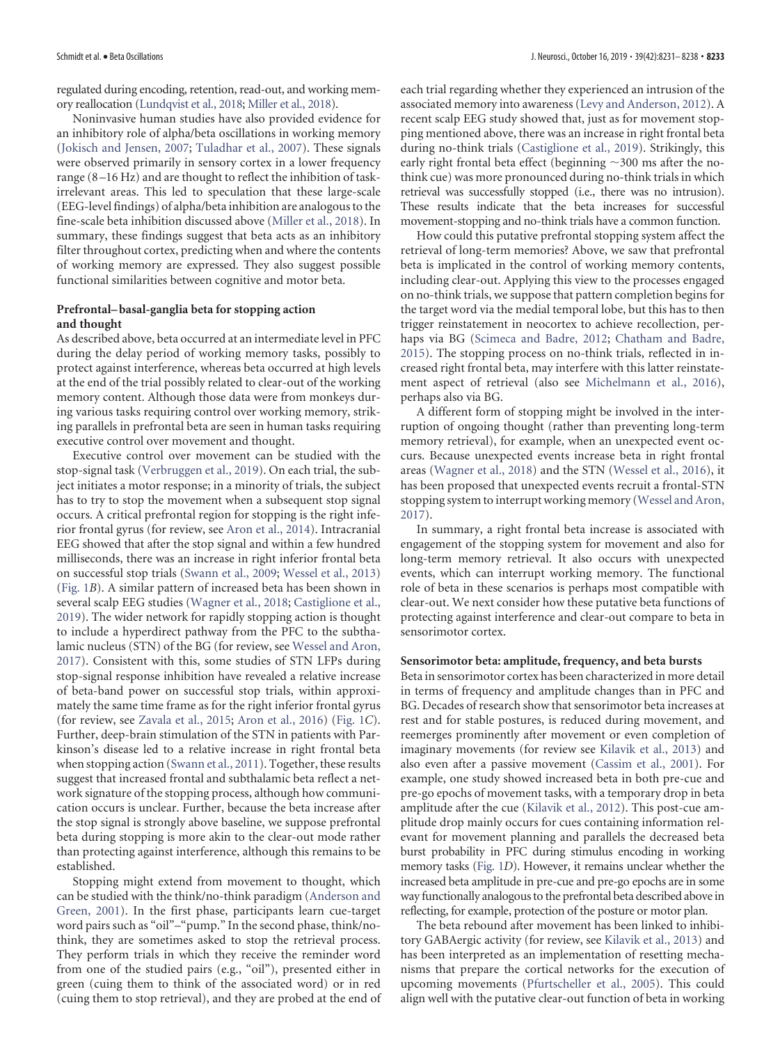regulated during encoding, retention, read-out, and working memory reallocation (Lundqvist et al., 2018; Miller et al., 2018).

Noninvasive human studies have also provided evidence for an inhibitory role of alpha/beta oscillations in working memory (Jokisch and Jensen, 2007; Tuladhar et al., 2007). These signals were observed primarily in sensory cortex in a lower frequency range (8–16 Hz) and are thought to reflect the inhibition of task-irrelevant areas. This led to speculation that these large-scale (EEG-level findings) of alpha/beta inhibition are analogous to the fine-scale beta inhibition discussed above (Miller et al., 2018). In summary, these findings suggest that beta acts as an inhibitory filter throughout cortex, predicting when and where the contents of working memory are expressed. They also suggest possible functional similarities between cognitive and motor beta.

### Prefrontal–basal-ganglia beta for stopping action and thought

As described above, beta occurred at an intermediate level in PFC during the delay period of working memory tasks, possibly to protect against interference, whereas beta occurred at high levels at the end of the trial possibly related to clear-out of the working memory content. Although those data were from monkeys during various tasks requiring control over working memory, striking parallels in prefrontal beta are seen in human tasks requiring executive control over movement and thought.

Executive control over movement can be studied with the stop-signal task (Verbruggen et al., 2019). On each trial, the subject initiates a motor response; in a minority of trials, the subject has to try to stop the movement when a subsequent stop signal occurs. A critical prefrontal region for stopping is the right inferior frontal gyrus (for review, see Aron et al., 2014). Intracranial EEG showed that after the stop signal and within a few hundred milliseconds, there was an increase in right inferior frontal beta on successful stop trials (Swann et al., 2009; Wessel et al., 2013) (Fig. 1*B*). A similar pattern of increased beta has been shown in several scalp EEG studies (Wagner et al., 2018; Castiglione et al., 2019). The wider network for rapidly stopping action is thought to include a hyperdirect pathway from the PFC to the subthalamic nucleus (STN) of the BG (for review, see Wessel and Aron, 2017). Consistent with this, some studies of STN LFPs during stop-signal response inhibition have revealed a relative increase of beta-band power on successful stop trials, within approximately the same time frame as for the right inferior frontal gyrus (for review, see Zavala et al., 2015; Aron et al., 2016) (Fig. 1*C*). Further, deep-brain stimulation of the STN in patients with Parkinson's disease led to a relative increase in right frontal beta when stopping action (Swann et al., 2011). Together, these results suggest that increased frontal and subthalamic beta reflect a network signature of the stopping process, although how communication occurs is unclear. Further, because the beta increase after the stop signal is strongly above baseline, we suppose prefrontal beta during stopping is more akin to the clear-out mode rather than protecting against interference, although this remains to be established.

Stopping might extend from movement to thought, which can be studied with the think/no-think paradigm (Anderson and Green, 2001). In the first phase, participants learn cue-target word pairs such as "oil"–"pump." In the second phase, think/no-think, they are sometimes asked to stop the retrieval process. They perform trials in which they receive the reminder word from one of the studied pairs (e.g., "oil"), presented either in green (cuing them to think of the associated word) or in red (cuing them to stop retrieval), and they are probed at the end of each trial regarding whether they experienced an intrusion of the associated memory into awareness (Levy and Anderson, 2012). A recent scalp EEG study showed that, just as for movement stopping mentioned above, there was an increase in right frontal beta during no-think trials (Castiglione et al., 2019). Strikingly, this early right frontal beta effect (beginning ~300 ms after the no-think cue) was more pronounced during no-think trials in which retrieval was successfully stopped (i.e., there was no intrusion). These results indicate that the beta increases for successful movement-stopping and no-think trials have a common function.

How could this putative prefrontal stopping system affect the retrieval of long-term memories? Above, we saw that prefrontal beta is implicated in the control of working memory contents, including clear-out. Applying this view to the processes engaged on no-think trials, we suppose that pattern completion begins for the target word via the medial temporal lobe, but this has to then trigger reinstatement in neocortex to achieve recollection, perhaps via BG (Scimeca and Badre, 2012; Chatham and Badre, 2015). The stopping process on no-think trials, reflected in increased right frontal beta, may interfere with this latter reinstatement aspect of retrieval (also see Michelmann et al., 2016), perhaps also via BG.

A different form of stopping might be involved in the interruption of ongoing thought (rather than preventing long-term memory retrieval), for example, when an unexpected event occurs. Because unexpected events increase beta in right frontal areas (Wagner et al., 2018) and the STN (Wessel et al., 2016), it has been proposed that unexpected events recruit a frontal-STN stopping system to interrupt working memory (Wessel and Aron, 2017).

In summary, a right frontal beta increase is associated with engagement of the stopping system for movement and also for long-term memory retrieval. It also occurs with unexpected events, which can interrupt working memory. The functional role of beta in these scenarios is perhaps most compatible with clear-out. We next consider how these putative beta functions of protecting against interference and clear-out compare to beta in sensorimotor cortex.

### Sensorimotor beta: amplitude, frequency, and beta bursts

Beta in sensorimotor cortex has been characterized in more detail in terms of frequency and amplitude changes than in PFC and BG. Decades of research show that sensorimotor beta increases at rest and for stable postures, is reduced during movement, and reemerges prominently after movement or even completion of imaginary movements (for review see Kilavik et al., 2013) and also even after a passive movement (Cassim et al., 2001). For example, one study showed increased beta in both pre-cue and pre-go epochs of movement tasks, with a temporary drop in beta amplitude after the cue (Kilavik et al., 2012). This post-cue amplitude drop mainly occurs for cues containing information relevant for movement planning and parallels the decreased beta burst probability in PFC during stimulus encoding in working memory tasks (Fig. 1*D*). However, it remains unclear whether the increased beta amplitude in pre-cue and pre-go epochs are in some way functionally analogous to the prefrontal beta described above in reflecting, for example, protection of the posture or motor plan.

The beta rebound after movement has been linked to inhibitory GABAergic activity (for review, see Kilavik et al., 2013) and has been interpreted as an implementation of resetting mechanisms that prepare the cortical networks for the execution of upcoming movements (Pfurtscheller et al., 2005). This could align well with the putative clear-out function of beta in working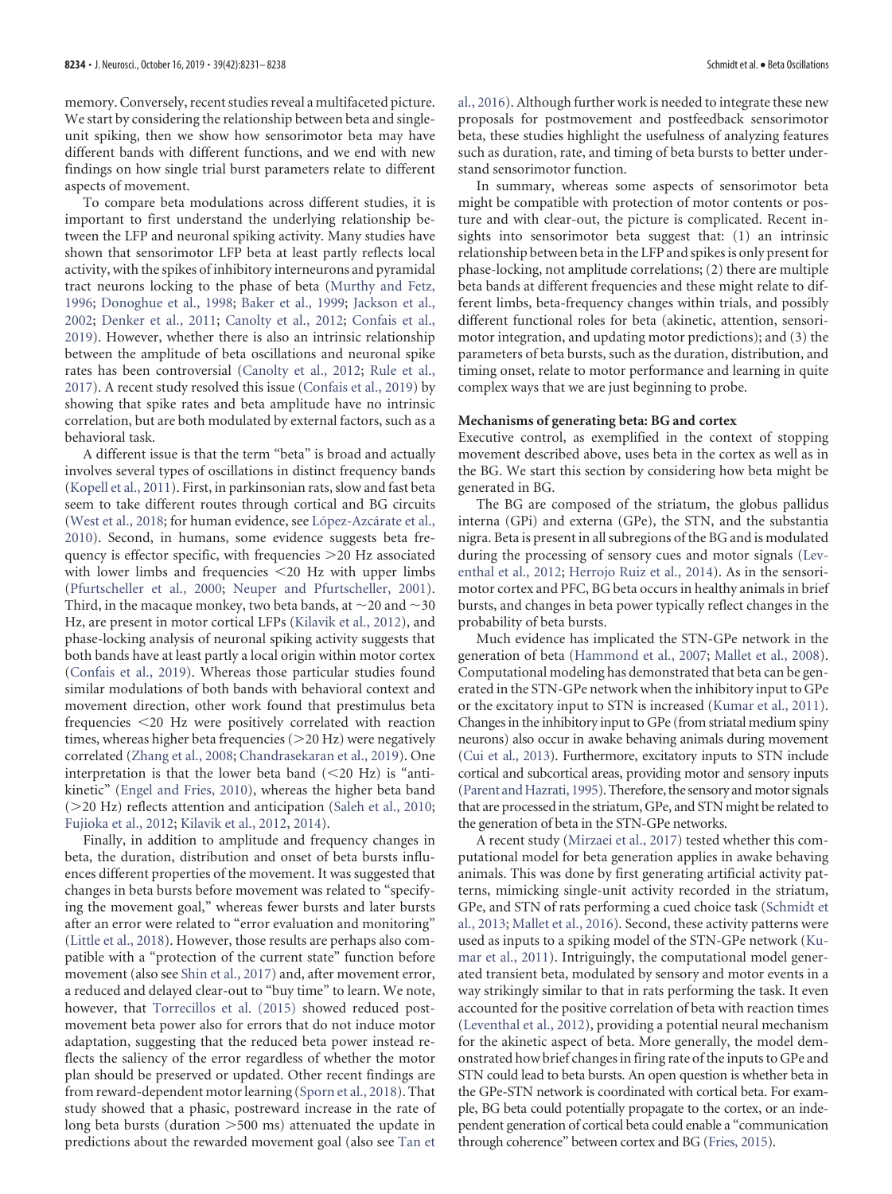memory. Conversely, recent studies reveal a multifaceted picture. We start by considering the relationship between beta and single-unit spiking, then we show how sensorimotor beta may have different bands with different functions, and we end with new findings on how single trial burst parameters relate to different aspects of movement.

To compare beta modulations across different studies, it is important to first understand the underlying relationship between the LFP and neuronal spiking activity. Many studies have shown that sensorimotor LFP beta at least partly reflects local activity, with the spikes of inhibitory interneurons and pyramidal tract neurons locking to the phase of beta (Murthy and Fetz, 1996; Donoghue et al., 1998; Baker et al., 1999; Jackson et al., 2002; Denker et al., 2011; Canolty et al., 2012; Confais et al., 2019). However, whether there is also an intrinsic relationship between the amplitude of beta oscillations and neuronal spike rates has been controversial (Canolty et al., 2012; Rule et al., 2017). A recent study resolved this issue (Confais et al., 2019) by showing that spike rates and beta amplitude have no intrinsic correlation, but are both modulated by external factors, such as a behavioral task.

A different issue is that the term "beta" is broad and actually involves several types of oscillations in distinct frequency bands (Kopell et al., 2011). First, in parkinsonian rats, slow and fast beta seem to take different routes through cortical and BG circuits (West et al., 2018; for human evidence, see López-Azcárate et al., 2010). Second, in humans, some evidence suggests beta frequency is effector specific, with frequencies >20 Hz associated with lower limbs and frequencies <20 Hz with upper limbs (Pfurtscheller et al., 2000; Neuper and Pfurtscheller, 2001). Third, in the macaque monkey, two beta bands, at ~20 and ~30 Hz, are present in motor cortical LFPs (Kilavik et al., 2012), and phase-locking analysis of neuronal spiking activity suggests that both bands have at least partly a local origin within motor cortex (Confais et al., 2019). Whereas those particular studies found similar modulations of both bands with behavioral context and movement direction, other work found that prestimulus beta frequencies <20 Hz were positively correlated with reaction times, whereas higher beta frequencies (>20 Hz) were negatively correlated (Zhang et al., 2008; Chandrasekaran et al., 2019). One interpretation is that the lower beta band (<20 Hz) is "antikinetic" (Engel and Fries, 2010), whereas the higher beta band (>20 Hz) reflects attention and anticipation (Saleh et al., 2010; Fujioka et al., 2012; Kilavik et al., 2012, 2014).

Finally, in addition to amplitude and frequency changes in beta, the duration, distribution and onset of beta bursts influences different properties of the movement. It was suggested that changes in beta bursts before movement was related to "specifying the movement goal," whereas fewer bursts and later bursts after an error were related to "error evaluation and monitoring" (Little et al., 2018). However, those results are perhaps also compatible with a "protection of the current state" function before movement (also see Shin et al., 2017) and, after movement error, a reduced and delayed clear-out to "buy time" to learn. We note, however, that Torrecillos et al. (2015) showed reduced postmovement beta power also for errors that do not induce motor adaptation, suggesting that the reduced beta power instead reflects the saliency of the error regardless of whether the motor plan should be preserved or updated. Other recent findings are from reward-dependent motor learning (Sporn et al., 2018). That study showed that a phasic, postreward increase in the rate of long beta bursts (duration >500 ms) attenuated the update in predictions about the rewarded movement goal (also see Tan et al., 2016). Although further work is needed to integrate these new proposals for postmovement and postfeedback sensorimotor beta, these studies highlight the usefulness of analyzing features such as duration, rate, and timing of beta bursts to better understand sensorimotor function.

In summary, whereas some aspects of sensorimotor beta might be compatible with protection of motor contents or posture and with clear-out, the picture is complicated. Recent insights into sensorimotor beta suggest that: (1) an intrinsic relationship between beta in the LFP and spikes is only present for phase-locking, not amplitude correlations; (2) there are multiple beta bands at different frequencies and these might relate to different limbs, beta-frequency changes within trials, and possibly different functional roles for beta (akinetic, attention, sensorimotor integration, and updating motor predictions); and (3) the parameters of beta bursts, such as the duration, distribution, and timing onset, relate to motor performance and learning in quite complex ways that we are just beginning to probe.

#### Mechanisms of generating beta: BG and cortex

Executive control, as exemplified in the context of stopping movement described above, uses beta in the cortex as well as in the BG. We start this section by considering how beta might be generated in BG.

The BG are composed of the striatum, the globus pallidus interna (GPi) and externa (GPe), the STN, and the substantia nigra. Beta is present in all subregions of the BG and is modulated during the processing of sensory cues and motor signals (Leventhal et al., 2012; Herrojo Ruiz et al., 2014). As in the sensorimotor cortex and PFC, BG beta occurs in healthy animals in brief bursts, and changes in beta power typically reflect changes in the probability of beta bursts.

Much evidence has implicated the STN-GPe network in the generation of beta (Hammond et al., 2007; Mallet et al., 2008). Computational modeling has demonstrated that beta can be generated in the STN-GPe network when the inhibitory input to GPe or the excitatory input to STN is increased (Kumar et al., 2011). Changes in the inhibitory input to GPe (from striatal medium spiny neurons) also occur in awake behaving animals during movement (Cui et al., 2013). Furthermore, excitatory inputs to STN include cortical and subcortical areas, providing motor and sensory inputs (Parent and Hazrati, 1995). Therefore, the sensory and motor signals that are processed in the striatum, GPe, and STN might be related to the generation of beta in the STN-GPe networks.

A recent study (Mirzaei et al., 2017) tested whether this computational model for beta generation applies in awake behaving animals. This was done by first generating artificial activity patterns, mimicking single-unit activity recorded in the striatum, GPe, and STN of rats performing a cued choice task (Schmidt et al., 2013; Mallet et al., 2016). Second, these activity patterns were used as inputs to a spiking model of the STN-GPe network (Kumar et al., 2011). Intriguingly, the computational model generated transient beta, modulated by sensory and motor events in a way strikingly similar to that in rats performing the task. It even accounted for the positive correlation of beta with reaction times (Leventhal et al., 2012), providing a potential neural mechanism for the akinetic aspect of beta. More generally, the model demonstrated how brief changes in firing rate of the inputs to GPe and STN could lead to beta bursts. An open question is whether beta in the GPe-STN network is coordinated with cortical beta. For example, BG beta could potentially propagate to the cortex, or an independent generation of cortical beta could enable a "communication through coherence" between cortex and BG (Fries, 2015).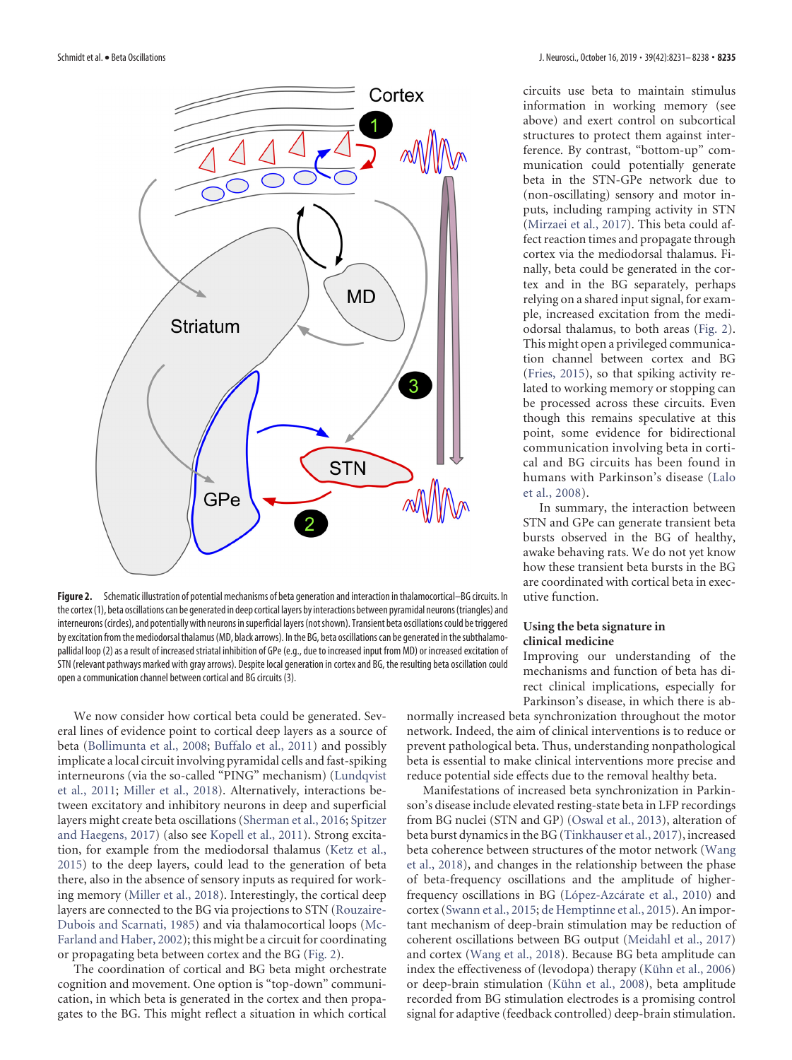circuits use beta to maintain stimulus information in working memory (see above) and exert control on subcortical structures to protect them against interference. By contrast, "bottom-up" communication could potentially generate beta in the STN-GPe network due to (non-oscillating) sensory and motor inputs, including ramping activity in STN (Mirzaei et al., 2017). This beta could affect reaction times and propagate through cortex via the mediodorsal thalamus. Finally, beta could be generated in the cortex and in the BG separately, perhaps relying on a shared input signal, for example, increased excitation from the mediodorsal thalamus, to both areas (Fig. 2). This might open a privileged communication channel between cortex and BG (Fries, 2015), so that spiking activity related to working memory or stopping can be processed across these circuits. Even though this remains speculative at this point, some evidence for bidirectional communication involving beta in cortical and BG circuits has been found in humans with Parkinson's disease (Lalo et al., 2008).

In summary, the interaction between STN and GPe can generate transient beta bursts observed in the BG of healthy, awake behaving rats. We do not yet know how these transient beta bursts in the BG are coordinated with cortical beta in executive function.

**Figure 2.** Schematic illustration of potential mechanisms of beta generation and interaction in thalamocortical–BG circuits. In the cortex (1), beta oscillations can be generated in deep cortical layers by interactions between pyramidal neurons (triangles) and interneurons (circles), and potentially with neurons in superficial layers (not shown). Transient beta oscillations could be triggered by excitation from the mediodorsal thalamus (MD, black arrows). In the BG, beta oscillations can be generated in the subthalamo-pallidal loop (2) as a result of increased striatal inhibition of GPe (e.g., due to increased input from MD) or increased excitation of STN (relevant pathways marked with gray arrows). Despite local generation in cortex and BG, the resulting beta oscillation could open a communication channel between cortical and BG circuits (3).

We now consider how cortical beta could be generated. Several lines of evidence point to cortical deep layers as a source of beta (Bollimunta et al., 2008; Buffalo et al., 2011) and possibly implicate a local circuit involving pyramidal cells and fast-spiking interneurons (via the so-called "PING" mechanism) (Lundqvist et al., 2011; Miller et al., 2018). Alternatively, interactions between excitatory and inhibitory neurons in deep and superficial layers might create beta oscillations (Sherman et al., 2016; Spitzer and Haegens, 2017) (also see Kopell et al., 2011). Strong excitation, for example from the mediodorsal thalamus (Ketz et al., 2015) to the deep layers, could lead to the generation of beta there, also in the absence of sensory inputs as required for working memory (Miller et al., 2018). Interestingly, the cortical deep layers are connected to the BG via projections to STN (Rouzaire-Dubois and Scarnati, 1985) and via thalamocortical loops (McFarland and Haber, 2002); this might be a circuit for coordinating or propagating beta between cortex and the BG (Fig. 2).

The coordination of cortical and BG beta might orchestrate cognition and movement. One option is "top-down" communication, in which beta is generated in the cortex and then propagates to the BG. This might reflect a situation in which cortical

## Using the beta signature in clinical medicine

Improving our understanding of the mechanisms and function of beta has direct clinical implications, especially for Parkinson's disease, in which there is abnormally increased beta synchronization throughout the motor network. Indeed, the aim of clinical interventions is to reduce or prevent pathological beta. Thus, understanding nonpathological beta is essential to make clinical interventions more precise and reduce potential side effects due to the removal healthy beta.

Manifestations of increased beta synchronization in Parkinson's disease include elevated resting-state beta in LFP recordings from BG nuclei (STN and GP) (Oswal et al., 2013), alteration of beta burst dynamics in the BG (Tinkhauser et al., 2017), increased beta coherence between structures of the motor network (Wang et al., 2018), and changes in the relationship between the phase of beta-frequency oscillations and the amplitude of higher-frequency oscillations in the BG (López-Azcárate et al., 2010) and cortex (Swann et al., 2015; de Hemptinne et al., 2015). An important mechanism of deep-brain stimulation may be reduction of coherent oscillations between BG output (Meidahl et al., 2017) and cortex (Wang et al., 2018). Because BG beta amplitude can index the effectiveness of (levodopa) therapy (Kühn et al., 2006) or deep-brain stimulation (Kühn et al., 2008), beta amplitude recorded from BG stimulation electrodes is a promising control signal for adaptive (feedback controlled) deep-brain stimulation.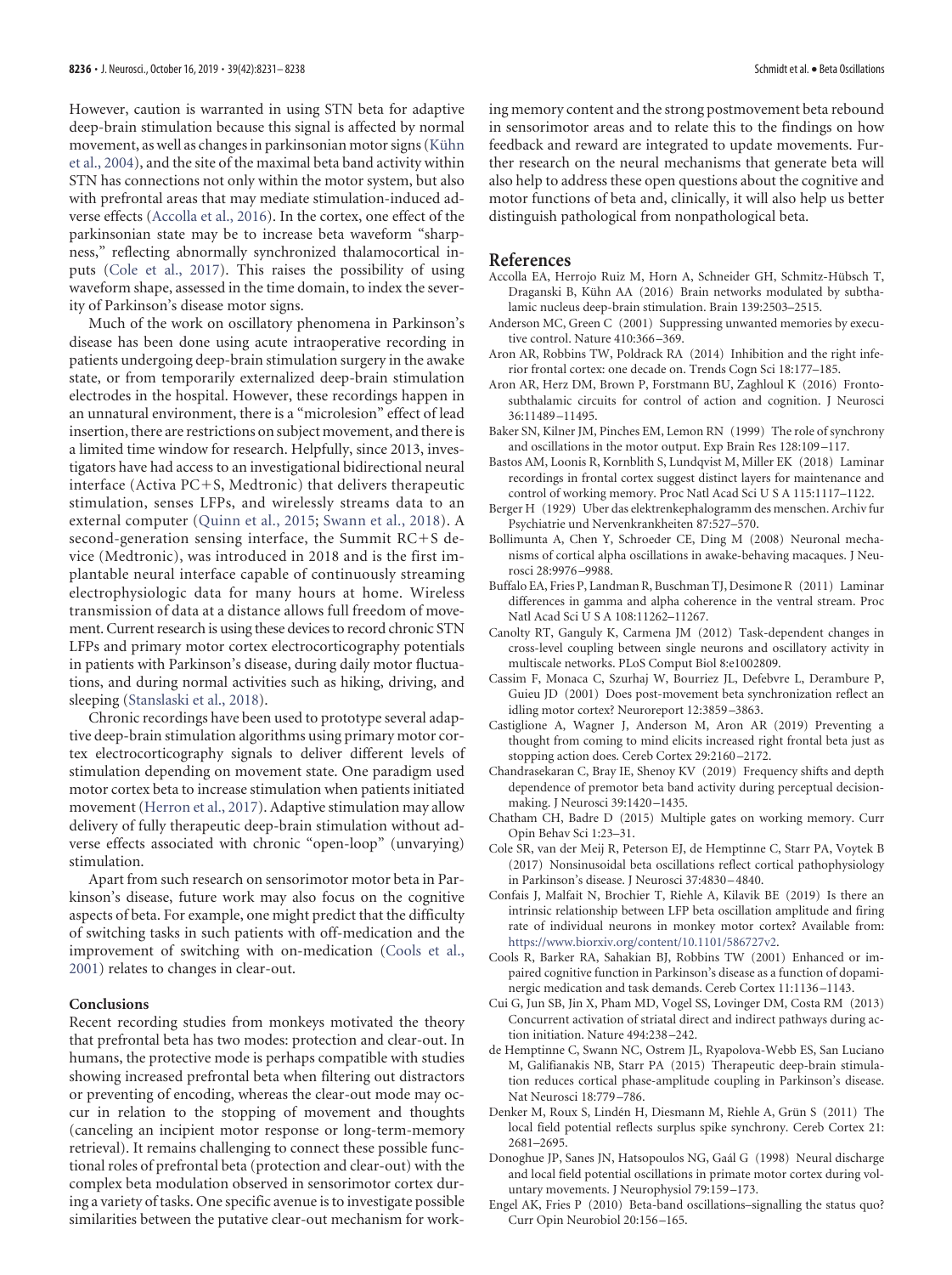However, caution is warranted in using STN beta for adaptive deep-brain stimulation because this signal is affected by normal movement, as well as changes in parkinsonian motor signs (Kühn et al., 2004), and the site of the maximal beta band activity within STN has connections not only within the motor system, but also with prefrontal areas that may mediate stimulation-induced adverse effects (Accolla et al., 2016). In the cortex, one effect of the parkinsonian state may be to increase beta waveform "sharpness," reflecting abnormally synchronized thalamocortical inputs (Cole et al., 2017). This raises the possibility of using waveform shape, assessed in the time domain, to index the severity of Parkinson's disease motor signs.

Much of the work on oscillatory phenomena in Parkinson's disease has been done using acute intraoperative recording in patients undergoing deep-brain stimulation surgery in the awake state, or from temporarily externalized deep-brain stimulation electrodes in the hospital. However, these recordings happen in an unnatural environment, there is a "microlesion" effect of lead insertion, there are restrictions on subject movement, and there is a limited time window for research. Helpfully, since 2013, investigators have had access to an investigational bidirectional neural interface (Activa PC+S, Medtronic) that delivers therapeutic stimulation, senses LFPs, and wirelessly streams data to an external computer (Quinn et al., 2015; Swann et al., 2018). A second-generation sensing interface, the Summit RC+S device (Medtronic), was introduced in 2018 and is the first implantable neural interface capable of continuously streaming electrophysiologic data for many hours at home. Wireless transmission of data at a distance allows full freedom of movement. Current research is using these devices to record chronic STN LFPs and primary motor cortex electrocorticography potentials in patients with Parkinson's disease, during daily motor fluctuations, and during normal activities such as hiking, driving, and sleeping (Stanslaski et al., 2018).

Chronic recordings have been used to prototype several adaptive deep-brain stimulation algorithms using primary motor cortex electrocorticography signals to deliver different levels of stimulation depending on movement state. One paradigm used motor cortex beta to increase stimulation when patients initiated movement (Herron et al., 2017). Adaptive stimulation may allow delivery of fully therapeutic deep-brain stimulation without adverse effects associated with chronic "open-loop" (unvarying) stimulation.

Apart from such research on sensorimotor motor beta in Parkinson's disease, future work may also focus on the cognitive aspects of beta. For example, one might predict that the difficulty of switching tasks in such patients with off-medication and the improvement of switching with on-medication (Cools et al., 2001) relates to changes in clear-out.

### Conclusions

Recent recording studies from monkeys motivated the theory that prefrontal beta has two modes: protection and clear-out. In humans, the protective mode is perhaps compatible with studies showing increased prefrontal beta when filtering out distractors or preventing of encoding, whereas the clear-out mode may occur in relation to the stopping of movement and thoughts (canceling an incipient motor response or long-term-memory retrieval). It remains challenging to connect these possible functional roles of prefrontal beta (protection and clear-out) with the complex beta modulation observed in sensorimotor cortex during a variety of tasks. One specific avenue is to investigate possible similarities between the putative clear-out mechanism for working memory content and the strong postmovement beta rebound in sensorimotor areas and to relate this to the findings on how feedback and reward are integrated to update movements. Further research on the neural mechanisms that generate beta will also help to address these open questions about the cognitive and motor functions of beta and, clinically, it will also help us better distinguish pathological from nonpathological beta.

## References

Accolla EA, Herrojo Ruiz M, Horn A, Schneider GH, Schmitz-Hübsch T, Draganski B, Kühn AA (2016) Brain networks modulated by subthalamic nucleus deep-brain stimulation. Brain 139:2503–2515.

Anderson MC, Green C (2001) Suppressing unwanted memories by executive control. Nature 410:366–369.

Aron AR, Robbins TW, Poldrack RA (2014) Inhibition and the right inferior frontal cortex: one decade on. Trends Cogn Sci 18:177–185.

Aron AR, Herz DM, Brown P, Forstmann BU, Zaghloul K (2016) Frontosubthalamic circuits for control of action and cognition. J Neurosci 36:11489–11495.

Baker SN, Kilner JM, Pinches EM, Lemon RN (1999) The role of synchrony and oscillations in the motor output. Exp Brain Res 128:109–117.

Bastos AM, Loonis R, Kornblith S, Lundqvist M, Miller EK (2018) Laminar recordings in frontal cortex suggest distinct layers for maintenance and control of working memory. Proc Natl Acad Sci U S A 115:1117–1122.

Berger H (1929) Uber das elektrenkephalogramm des menschen. Archiv fur Psychiatrie und Nervenkrankheiten 87:527–570.

Bollimunta A, Chen Y, Schroeder CE, Ding M (2008) Neuronal mechanisms of cortical alpha oscillations in awake-behaving macaques. J Neurosci 28:9976–9988.

Buffalo EA, Fries P, Landman R, Buschman TJ, Desimone R (2011) Laminar differences in gamma and alpha coherence in the ventral stream. Proc Natl Acad Sci U S A 108:11262–11267.

Canolty RT, Ganguly K, Carmena JM (2012) Task-dependent changes in cross-level coupling between single neurons and oscillatory activity in multiscale networks. PLoS Comput Biol 8:e1002809.

Cassim F, Monaca C, Szurhaj W, Bourriez JL, Defebvre L, Derambure P, Guieu JD (2001) Does post-movement beta synchronization reflect an idling motor cortex? Neuroreport 12:3859–3863.

Castiglione A, Wagner J, Anderson M, Aron AR (2019) Preventing a thought from coming to mind elicits increased right frontal beta just as stopping action does. Cereb Cortex 29:2160–2172.

Chandrasekaran C, Bray IE, Shenoy KV (2019) Frequency shifts and depth dependence of premotor beta band activity during perceptual decision-making. J Neurosci 39:1420–1435.

Chatham CH, Badre D (2015) Multiple gates on working memory. Curr Opin Behav Sci 1:23–31.

Cole SR, van der Meij R, Peterson EJ, de Hemptinne C, Starr PA, Voytek B (2017) Nonsinusoidal beta oscillations reflect cortical pathophysiology in Parkinson's disease. J Neurosci 37:4830–4840.

Confais J, Malfait N, Brochier T, Riehle A, Kilavik BE (2019) Is there an intrinsic relationship between LFP beta oscillation amplitude and firing rate of individual neurons in monkey motor cortex? Available from: https://www.biorxiv.org/content/10.1101/586727v2.

Cools R, Barker RA, Sahakian BJ, Robbins TW (2001) Enhanced or impaired cognitive function in Parkinson's disease as a function of dopaminergic medication and task demands. Cereb Cortex 11:1136–1143.

Cui G, Jun SB, Jin X, Pham MD, Vogel SS, Lovinger DM, Costa RM (2013) Concurrent activation of striatal direct and indirect pathways during action initiation. Nature 494:238–242.

de Hemptinne C, Swann NC, Ostrem JL, Ryapolova-Webb ES, San Luciano M, Galifianakis NB, Starr PA (2015) Therapeutic deep-brain stimulation reduces cortical phase-amplitude coupling in Parkinson's disease. Nat Neurosci 18:779–786.

Denker M, Roux S, Lindén H, Diesmann M, Riehle A, Grün S (2011) The local field potential reflects surplus spike synchrony. Cereb Cortex 21:2681–2695.

Donoghue JP, Sanes JN, Hatsopoulos NG, Gaál G (1998) Neural discharge and local field potential oscillations in primate motor cortex during voluntary movements. J Neurophysiol 79:159–173.

Engel AK, Fries P (2010) Beta-band oscillations–signalling the status quo? Curr Opin Neurobiol 20:156–165.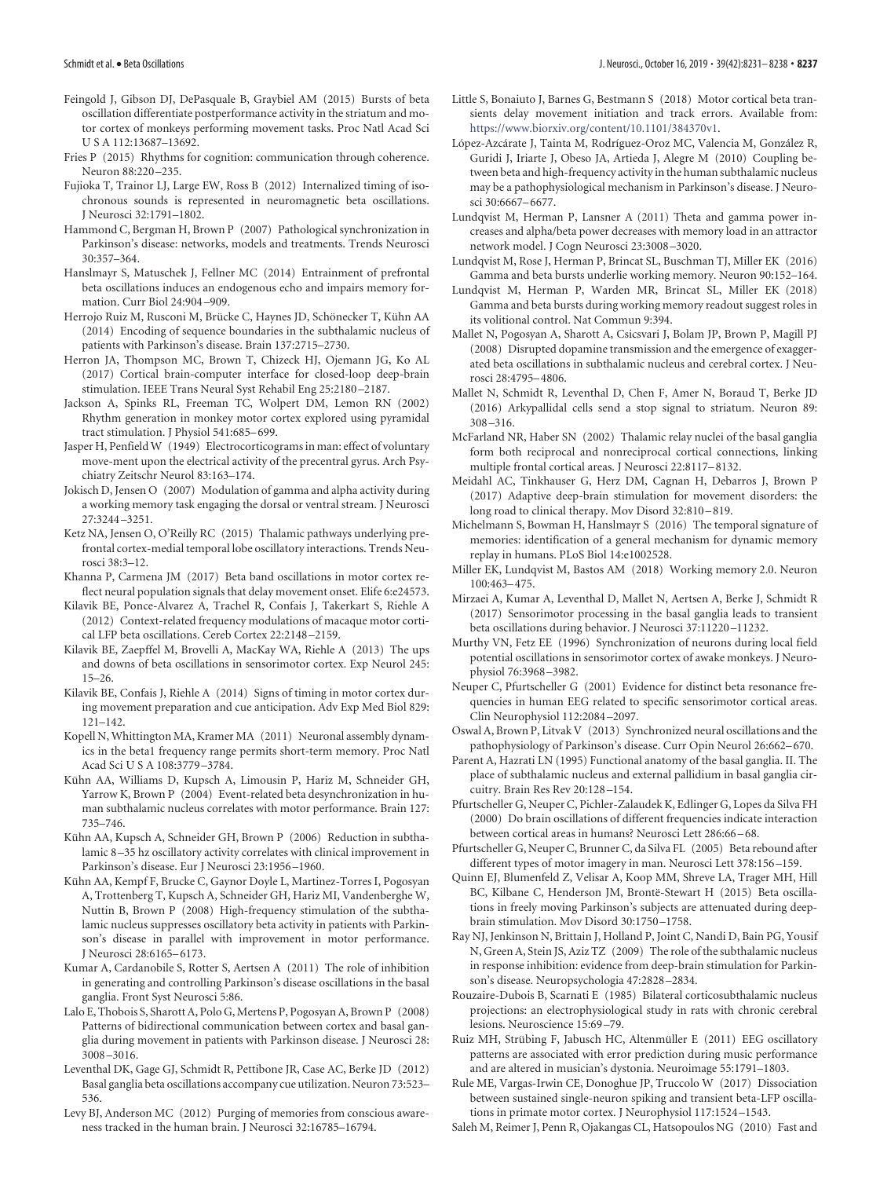Feingold J, Gibson DJ, DePasquale B, Graybiel AM (2015) Bursts of beta oscillation differentiate postperformance activity in the striatum and motor cortex of monkeys performing movement tasks. Proc Natl Acad Sci U S A 112:13687–13692.

Fries P (2015) Rhythms for cognition: communication through coherence. Neuron 88:220–235.

Fujioka T, Trainor LJ, Large EW, Ross B (2012) Internalized timing of isochronous sounds is represented in neuromagnetic beta oscillations. J Neurosci 32:1791–1802.

Hammond C, Bergman H, Brown P (2007) Pathological synchronization in Parkinson's disease: networks, models and treatments. Trends Neurosci 30:357–364.

Hanslmayr S, Matuschek J, Fellner MC (2014) Entrainment of prefrontal beta oscillations induces an endogenous echo and impairs memory formation. Curr Biol 24:904–909.

Herrojo Ruiz M, Rusconi M, Brücke C, Haynes JD, Schönecker T, Kühn AA (2014) Encoding of sequence boundaries in the subthalamic nucleus of patients with Parkinson's disease. Brain 137:2715–2730.

Herron JA, Thompson MC, Brown T, Chizeck HJ, Ojemann JG, Ko AL (2017) Cortical brain-computer interface for closed-loop deep-brain stimulation. IEEE Trans Neural Syst Rehabil Eng 25:2180–2187.

Jackson A, Spinks RL, Freeman TC, Wolpert DM, Lemon RN (2002) Rhythm generation in monkey motor cortex explored using pyramidal tract stimulation. J Physiol 541:685–699.

Jasper H, Penfield W (1949) Electrocorticograms in man: effect of voluntary move-ment upon the electrical activity of the precentral gyrus. Arch Psychiatry Zeitschr Neurol 83:163–174.

Jokisch D, Jensen O (2007) Modulation of gamma and alpha activity during a working memory task engaging the dorsal or ventral stream. J Neurosci 27:3244–3251.

Ketz NA, Jensen O, O'Reilly RC (2015) Thalamic pathways underlying prefrontal cortex-medial temporal lobe oscillatory interactions. Trends Neurosci 38:3–12.

Khanna P, Carmena JM (2017) Beta band oscillations in motor cortex reflect neural population signals that delay movement onset. Elife 6:e24573.

Kilavik BE, Ponce-Alvarez A, Trachel R, Confais J, Takerkart S, Riehle A (2012) Context-related frequency modulations of macaque motor cortical LFP beta oscillations. Cereb Cortex 22:2148–2159.

Kilavik BE, Zaepffel M, Brovelli A, MacKay WA, Riehle A (2013) The ups and downs of beta oscillations in sensorimotor cortex. Exp Neurol 245: 15–26.

Kilavik BE, Confais J, Riehle A (2014) Signs of timing in motor cortex during movement preparation and cue anticipation. Adv Exp Med Biol 829: 121–142.

Kopell N, Whittington MA, Kramer MA (2011) Neuronal assembly dynamics in the beta1 frequency range permits short-term memory. Proc Natl Acad Sci U S A 108:3779–3784.

Kühn AA, Williams D, Kupsch A, Limousin P, Hariz M, Schneider GH, Yarrow K, Brown P (2004) Event-related beta desynchronization in human subthalamic nucleus correlates with motor performance. Brain 127: 735–746.

Kühn AA, Kupsch A, Schneider GH, Brown P (2006) Reduction in subthalamic 8–35 hz oscillatory activity correlates with clinical improvement in Parkinson's disease. Eur J Neurosci 23:1956–1960.

Kühn AA, Kempf F, Brucke C, Gaynor Doyle L, Martinez-Torres I, Pogosyan A, Trottenberg T, Kupsch A, Schneider GH, Hariz MI, Vandenberghe W, Nuttin B, Brown P (2008) High-frequency stimulation of the subthalamic nucleus suppresses oscillatory beta activity in patients with Parkinson's disease in parallel with improvement in motor performance. J Neurosci 28:6165–6173.

Kumar A, Cardanobile S, Rotter S, Aertsen A (2011) The role of inhibition in generating and controlling Parkinson's disease oscillations in the basal ganglia. Front Syst Neurosci 5:86.

Lalo E, Thobois S, Sharott A, Polo G, Mertens P, Pogosyan A, Brown P (2008) Patterns of bidirectional communication between cortex and basal ganglia during movement in patients with Parkinson disease. J Neurosci 28: 3008–3016.

Leventhal DK, Gage GJ, Schmidt R, Pettibone JR, Case AC, Berke JD (2012) Basal ganglia beta oscillations accompany cue utilization. Neuron 73:523–536.

Levy BJ, Anderson MC (2012) Purging of memories from conscious awareness tracked in the human brain. J Neurosci 32:16785–16794.

Little S, Bonaiuto J, Barnes G, Bestmann S (2018) Motor cortical beta transients delay movement initiation and track errors. Available from: https://www.biorxiv.org/content/10.1101/384370v1.

López-Azcárate J, Tainta M, Rodríguez-Oroz MC, Valencia M, González R, Guridi J, Iriarte J, Obeso JA, Artieda J, Alegre M (2010) Coupling between beta and high-frequency activity in the human subthalamic nucleus may be a pathophysiological mechanism in Parkinson's disease. J Neurosci 30:6667–6677.

Lundqvist M, Herman P, Lansner A (2011) Theta and gamma power increases and alpha/beta power decreases with memory load in an attractor network model. J Cogn Neurosci 23:3008–3020.

Lundqvist M, Rose J, Herman P, Brincat SL, Buschman TJ, Miller EK (2016) Gamma and beta bursts underlie working memory. Neuron 90:152–164.

Lundqvist M, Herman P, Warden MR, Brincat SL, Miller EK (2018) Gamma and beta bursts during working memory readout suggest roles in its volitional control. Nat Commun 9:394.

Mallet N, Pogosyan A, Sharott A, Csicsvari J, Bolam JP, Brown P, Magill PJ (2008) Disrupted dopamine transmission and the emergence of exaggerated beta oscillations in subthalamic nucleus and cerebral cortex. J Neurosci 28:4795–4806.

Mallet N, Schmidt R, Leventhal D, Chen F, Amer N, Boraud T, Berke JD (2016) Arkypallidal cells send a stop signal to striatum. Neuron 89: 308–316.

McFarland NR, Haber SN (2002) Thalamic relay nuclei of the basal ganglia form both reciprocal and nonreciprocal cortical connections, linking multiple frontal cortical areas. J Neurosci 22:8117–8132.

Meidahl AC, Tinkhauser G, Herz DM, Cagnan H, Debarros J, Brown P (2017) Adaptive deep-brain stimulation for movement disorders: the long road to clinical therapy. Mov Disord 32:810–819.

Michelmann S, Bowman H, Hanslmayr S (2016) The temporal signature of memories: identification of a general mechanism for dynamic memory replay in humans. PLoS Biol 14:e1002528.

Miller EK, Lundqvist M, Bastos AM (2018) Working memory 2.0. Neuron 100:463–475.

Mirzaei A, Kumar A, Leventhal D, Mallet N, Aertsen A, Berke J, Schmidt R (2017) Sensorimotor processing in the basal ganglia leads to transient beta oscillations during behavior. J Neurosci 37:11220–11232.

Murthy VN, Fetz EE (1996) Synchronization of neurons during local field potential oscillations in sensorimotor cortex of awake monkeys. J Neurophysiol 76:3968–3982.

Neuper C, Pfurtscheller G (2001) Evidence for distinct beta resonance frequencies in human EEG related to specific sensorimotor cortical areas. Clin Neurophysiol 112:2084–2097.

Oswal A, Brown P, Litvak V (2013) Synchronized neural oscillations and the pathophysiology of Parkinson's disease. Curr Opin Neurol 26:662–670.

Parent A, Hazrati LN (1995) Functional anatomy of the basal ganglia. II. The place of subthalamic nucleus and external pallidium in basal ganglia circuitry. Brain Res Rev 20:128–154.

Pfurtscheller G, Neuper C, Pichler-Zalaudek K, Edlinger G, Lopes da Silva FH (2000) Do brain oscillations of different frequencies indicate interaction between cortical areas in humans? Neurosci Lett 286:66–68.

Pfurtscheller G, Neuper C, Brunner C, da Silva FL (2005) Beta rebound after different types of motor imagery in man. Neurosci Lett 378:156–159.

Quinn EJ, Blumenfeld Z, Velisar A, Koop MM, Shreve LA, Trager MH, Hill BC, Kilbane C, Henderson JM, Brontë-Stewart H (2015) Beta oscillations in freely moving Parkinson's subjects are attenuated during deep-brain stimulation. Mov Disord 30:1750–1758.

Ray NJ, Jenkinson N, Brittain J, Holland P, Joint C, Nandi D, Bain PG, Yousif N, Green A, Stein JS, Aziz TZ (2009) The role of the subthalamic nucleus in response inhibition: evidence from deep-brain stimulation for Parkinson's disease. Neuropsychologia 47:2828–2834.

Rouzaire-Dubois B, Scarnati E (1985) Bilateral corticosubthalamic nucleus projections: an electrophysiological study in rats with chronic cerebral lesions. Neuroscience 15:69–79.

Ruiz MH, Strübing F, Jabusch HC, Altenmüller E (2011) EEG oscillatory patterns are associated with error prediction during music performance and are altered in musician's dystonia. Neuroimage 55:1791–1803.

Rule ME, Vargas-Irwin CE, Donoghue JP, Truccolo W (2017) Dissociation between sustained single-neuron spiking and transient beta-LFP oscillations in primate motor cortex. J Neurophysiol 117:1524–1543.

Saleh M, Reimer J, Penn R, Ojakangas CL, Hatsopoulos NG (2010) Fast and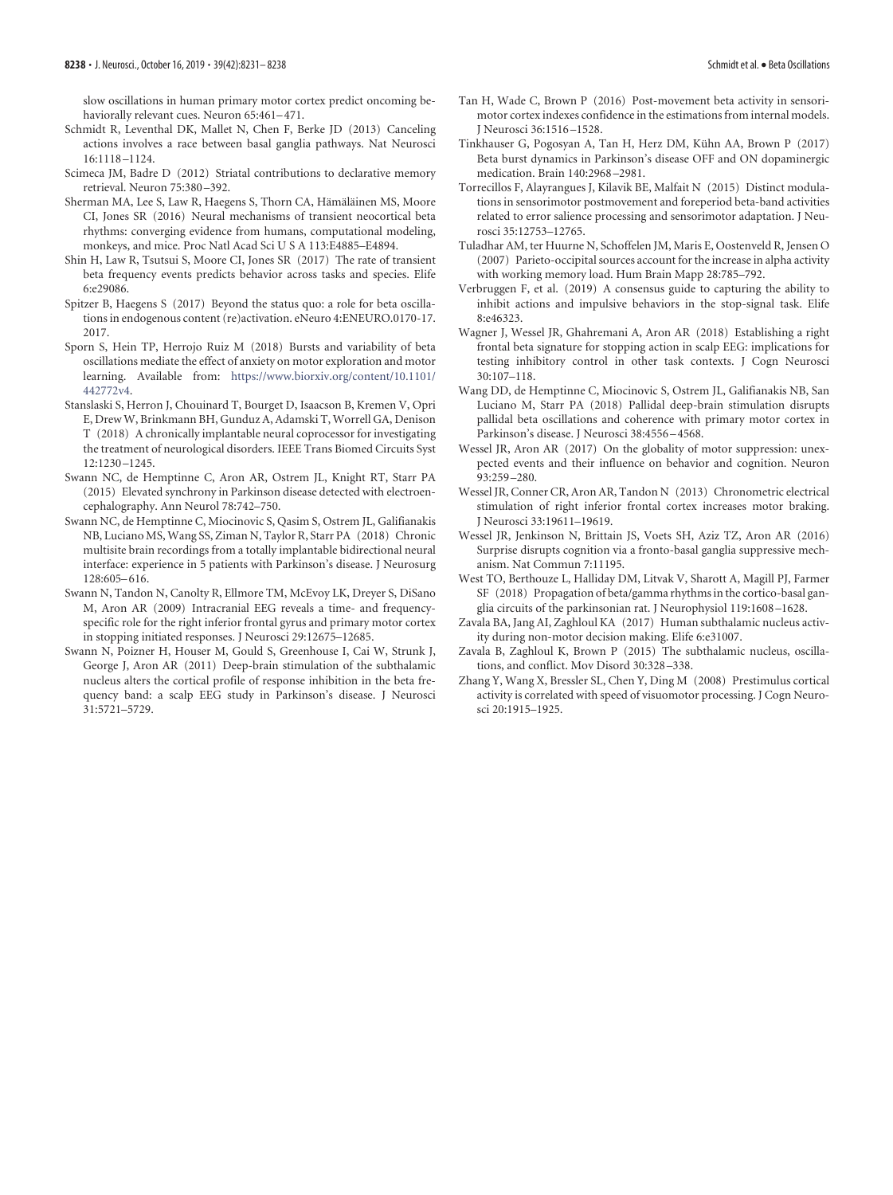slow oscillations in human primary motor cortex predict oncoming behaviorally relevant cues. Neuron 65:461–471.

Schmidt R, Leventhal DK, Mallet N, Chen F, Berke JD (2013) Canceling actions involves a race between basal ganglia pathways. Nat Neurosci 16:1118–1124.

Scimeca JM, Badre D (2012) Striatal contributions to declarative memory retrieval. Neuron 75:380–392.

Sherman MA, Lee S, Law R, Haegens S, Thorn CA, Hämäläinen MS, Moore CI, Jones SR (2016) Neural mechanisms of transient neocortical beta rhythms: converging evidence from humans, computational modeling, monkeys, and mice. Proc Natl Acad Sci U S A 113:E4885–E4894.

Shin H, Law R, Tsutsui S, Moore CI, Jones SR (2017) The rate of transient beta frequency events predicts behavior across tasks and species. Elife 6:e29086.

Spitzer B, Haegens S (2017) Beyond the status quo: a role for beta oscillations in endogenous content (re)activation. eNeuro 4:ENEURO.0170-17. 2017.

Sporn S, Hein TP, Herrojo Ruiz M (2018) Bursts and variability of beta oscillations mediate the effect of anxiety on motor exploration and motor learning. Available from: https://www.biorxiv.org/content/10.1101/442772v4.

Stanslaski S, Herron J, Chouinard T, Bourget D, Isaacson B, Kremen V, Opri E, Drew W, Brinkmann BH, Gunduz A, Adamski T, Worrell GA, Denison T (2018) A chronically implantable neural coprocessor for investigating the treatment of neurological disorders. IEEE Trans Biomed Circuits Syst 12:1230–1245.

Swann NC, de Hemptinne C, Aron AR, Ostrem JL, Knight RT, Starr PA (2015) Elevated synchrony in Parkinson disease detected with electroencephalography. Ann Neurol 78:742–750.

Swann NC, de Hemptinne C, Miocinovic S, Qasim S, Ostrem JL, Galifianakis NB, Luciano MS, Wang SS, Ziman N, Taylor R, Starr PA (2018) Chronic multisite brain recordings from a totally implantable bidirectional neural interface: experience in 5 patients with Parkinson's disease. J Neurosurg 128:605–616.

Swann N, Tandon N, Canolty R, Ellmore TM, McEvoy LK, Dreyer S, DiSano M, Aron AR (2009) Intracranial EEG reveals a time- and frequency-specific role for the right inferior frontal gyrus and primary motor cortex in stopping initiated responses. J Neurosci 29:12675–12685.

Swann N, Poizner H, Houser M, Gould S, Greenhouse I, Cai W, Strunk J, George J, Aron AR (2011) Deep-brain stimulation of the subthalamic nucleus alters the cortical profile of response inhibition in the beta frequency band: a scalp EEG study in Parkinson's disease. J Neurosci 31:5721–5729.

Tan H, Wade C, Brown P (2016) Post-movement beta activity in sensorimotor cortex indexes confidence in the estimations from internal models. J Neurosci 36:1516–1528.

Tinkhauser G, Pogosyan A, Tan H, Herz DM, Kühn AA, Brown P (2017) Beta burst dynamics in Parkinson's disease OFF and ON dopaminergic medication. Brain 140:2968–2981.

Torrecillos F, Alayrangues J, Kilavik BE, Malfait N (2015) Distinct modulations in sensorimotor postmovement and foreperiod beta-band activities related to error salience processing and sensorimotor adaptation. J Neurosci 35:12753–12765.

Tuladhar AM, ter Huurne N, Schoffelen JM, Maris E, Oostenveld R, Jensen O (2007) Parieto-occipital sources account for the increase in alpha activity with working memory load. Hum Brain Mapp 28:785–792.

Verbruggen F, et al. (2019) A consensus guide to capturing the ability to inhibit actions and impulsive behaviors in the stop-signal task. Elife 8:e46323.

Wagner J, Wessel JR, Ghahremani A, Aron AR (2018) Establishing a right frontal beta signature for stopping action in scalp EEG: implications for testing inhibitory control in other task contexts. J Cogn Neurosci 30:107–118.

Wang DD, de Hemptinne C, Miocinovic S, Ostrem JL, Galifianakis NB, San Luciano M, Starr PA (2018) Pallidal deep-brain stimulation disrupts pallidal beta oscillations and coherence with primary motor cortex in Parkinson's disease. J Neurosci 38:4556–4568.

Wessel JR, Aron AR (2017) On the globality of motor suppression: unexpected events and their influence on behavior and cognition. Neuron 93:259–280.

Wessel JR, Conner CR, Aron AR, Tandon N (2013) Chronometric electrical stimulation of right inferior frontal cortex increases motor braking. J Neurosci 33:19611–19619.

Wessel JR, Jenkinson N, Brittain JS, Voets SH, Aziz TZ, Aron AR (2016) Surprise disrupts cognition via a fronto-basal ganglia suppressive mechanism. Nat Commun 7:11195.

West TO, Berthouze L, Halliday DM, Litvak V, Sharott A, Magill PJ, Farmer SF (2018) Propagation of beta/gamma rhythms in the cortico-basal ganglia circuits of the parkinsonian rat. J Neurophysiol 119:1608–1628.

Zavala BA, Jang AI, Zaghloul KA (2017) Human subthalamic nucleus activity during non-motor decision making. Elife 6:e31007.

Zavala B, Zaghloul K, Brown P (2015) The subthalamic nucleus, oscillations, and conflict. Mov Disord 30:328–338.

Zhang Y, Wang X, Bressler SL, Chen Y, Ding M (2008) Prestimulus cortical activity is correlated with speed of visuomotor processing. J Cogn Neurosci 20:1915–1925.